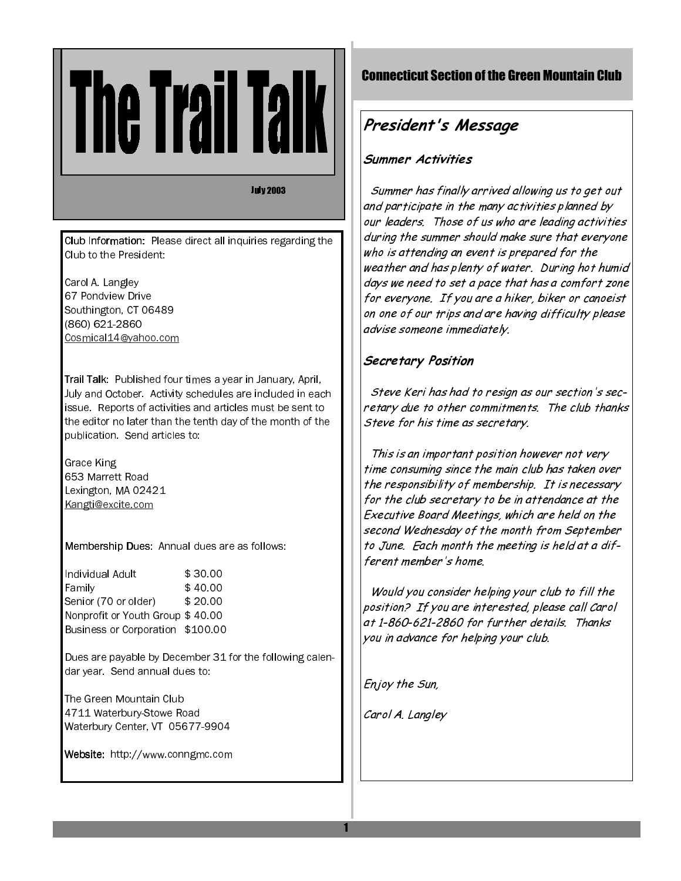# The Trail Talk

July 2003

Club Information: Please direct all inquiries regarding the Club to the President:

Carol A. Langley
67 Pondview Drive
Southington, CT 06489
(860) 621-2860
Cosmical14@yahoo.com

Trail Talk: Published four times a year in January, April, July and October. Activity schedules are included in each issue. Reports of activities and articles must be sent to the editor no later than the tenth day of the month of the publication. Send articles to:

Grace King
653 Marrett Road
Lexington, MA 02421
Kangti@excite.com

Membership Dues: Annual dues are as follows:

| | |
|---|---|
| Individual Adult | $ 30.00 |
| Family | $ 40.00 |
| Senior (70 or older) | $ 20.00 |
| Nonprofit or Youth Group | $ 40.00 |
| Business or Corporation | $100.00 |

Dues are payable by December 31 for the following calendar year. Send annual dues to:

The Green Mountain Club
4711 Waterbury-Stowe Road
Waterbury Center, VT 05677-9904

Website: http://www.conngmc.com

## Connecticut Section of the Green Mountain Club

## *President's Message*

### *Summer Activities*

*Summer has finally arrived allowing us to get out and participate in the many activities planned by our leaders. Those of us who are leading activities during the summer should make sure that everyone who is attending an event is prepared for the weather and has plenty of water. During hot humid days we need to set a pace that has a comfort zone for everyone. If you are a hiker, biker or canoeist on one of our trips and are having difficulty please advise someone immediately.*

### *Secretary Position*

*Steve Keri has had to resign as our section's secretary due to other commitments. The club thanks Steve for his time as secretary.*

*This is an important position however not very time consuming since the main club has taken over the responsibility of membership. It is necessary for the club secretary to be in attendance at the Executive Board Meetings, which are held on the second Wednesday of the month from September to June. Each month the meeting is held at a different member's home.*

*Would you consider helping your club to fill the position? If you are interested, please call Carol at 1-860-621-2860 for further details. Thanks you in advance for helping your club.*

*Enjoy the Sun,*

*Carol A. Langley*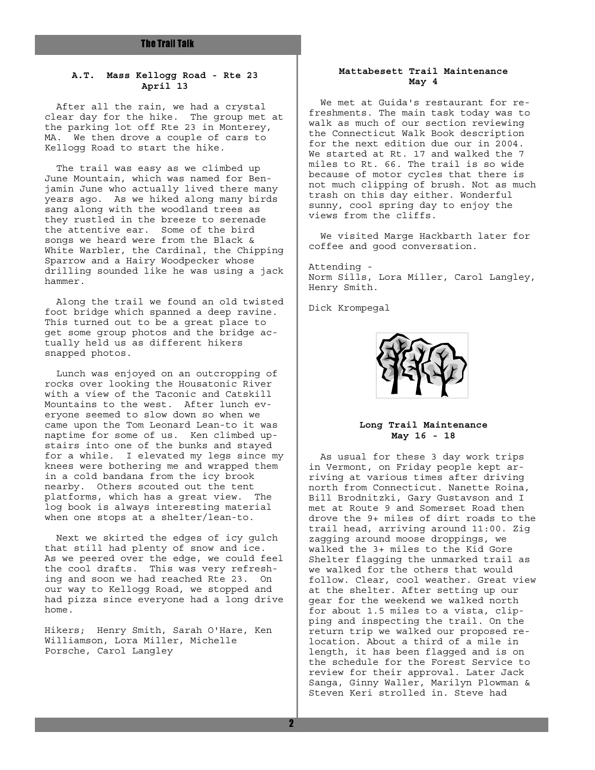## A.T. Mass Kellogg Road - Rte 23
### April 13

After all the rain, we had a crystal clear day for the hike. The group met at the parking lot off Rte 23 in Monterey, MA. We then drove a couple of cars to Kellogg Road to start the hike.

The trail was easy as we climbed up June Mountain, which was named for Benjamin June who actually lived there many years ago. As we hiked along many birds sang along with the woodland trees as they rustled in the breeze to serenade the attentive ear. Some of the bird songs we heard were from the Black & White Warbler, the Cardinal, the Chipping Sparrow and a Hairy Woodpecker whose drilling sounded like he was using a jack hammer.

Along the trail we found an old twisted foot bridge which spanned a deep ravine. This turned out to be a great place to get some group photos and the bridge actually held us as different hikers snapped photos.

Lunch was enjoyed on an outcropping of rocks over looking the Housatonic River with a view of the Taconic and Catskill Mountains to the west. After lunch everyone seemed to slow down so when we came upon the Tom Leonard Lean-to it was naptime for some of us. Ken climbed upstairs into one of the bunks and stayed for a while. I elevated my legs since my knees were bothering me and wrapped them in a cold bandana from the icy brook nearby. Others scouted out the tent platforms, which has a great view. The log book is always interesting material when one stops at a shelter/lean-to.

Next we skirted the edges of icy gulch that still had plenty of snow and ice. As we peered over the edge, we could feel the cool drafts. This was very refreshing and soon we had reached Rte 23. On our way to Kellogg Road, we stopped and had pizza since everyone had a long drive home.

Hikers; Henry Smith, Sarah O'Hare, Ken Williamson, Lora Miller, Michelle Porsche, Carol Langley

## Mattabesett Trail Maintenance
### May 4

We met at Guida's restaurant for refreshments. The main task today was to walk as much of our section reviewing the Connecticut Walk Book description for the next edition due our in 2004. We started at Rt. 17 and walked the 7 miles to Rt. 66. The trail is so wide because of motor cycles that there is not much clipping of brush. Not as much trash on this day either. Wonderful sunny, cool spring day to enjoy the views from the cliffs.

We visited Marge Hackbarth later for coffee and good conversation.

Attending -
Norm Sills, Lora Miller, Carol Langley, Henry Smith.

Dick Krompegal

## Long Trail Maintenance
### May 16 - 18

As usual for these 3 day work trips in Vermont, on Friday people kept arriving at various times after driving north from Connecticut. Nanette Roina, Bill Brodnitzki, Gary Gustavson and I met at Route 9 and Somerset Road then drove the 9+ miles of dirt roads to the trail head, arriving around 11:00. Zig zagging around moose droppings, we walked the 3+ miles to the Kid Gore Shelter flagging the unmarked trail as we walked for the others that would follow. Clear, cool weather. Great view at the shelter. After setting up our gear for the weekend we walked north for about 1.5 miles to a vista, clipping and inspecting the trail. On the return trip we walked our proposed relocation. About a third of a mile in length, it has been flagged and is on the schedule for the Forest Service to review for their approval. Later Jack Sanga, Ginny Waller, Marilyn Plowman & Steven Keri strolled in. Steve had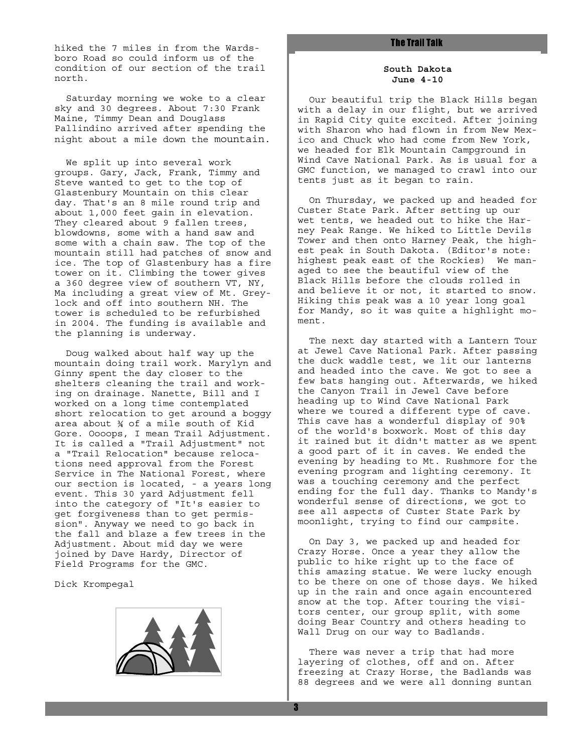hiked the 7 miles in from the Wardsboro Road so could inform us of the condition of our section of the trail north.

Saturday morning we woke to a clear sky and 30 degrees. About 7:30 Frank Maine, Timmy Dean and Douglass Pallindino arrived after spending the night about a mile down the mountain.

We split up into several work groups. Gary, Jack, Frank, Timmy and Steve wanted to get to the top of Glastenbury Mountain on this clear day. That's an 8 mile round trip and about 1,000 feet gain in elevation. They cleared about 9 fallen trees, blowdowns, some with a hand saw and some with a chain saw. The top of the mountain still had patches of snow and ice. The top of Glastenbury has a fire tower on it. Climbing the tower gives a 360 degree view of southern VT, NY, Ma including a great view of Mt. Greylock and off into southern NH. The tower is scheduled to be refurbished in 2004. The funding is available and the planning is underway.

Doug walked about half way up the mountain doing trail work. Marylyn and Ginny spent the day closer to the shelters cleaning the trail and working on drainage. Nanette, Bill and I worked on a long time contemplated short relocation to get around a boggy area about ¾ of a mile south of Kid Gore. Oooops, I mean Trail Adjustment. It is called a "Trail Adjustment" not a "Trail Relocation" because relocations need approval from the Forest Service in The National Forest, where our section is located, - a years long event. This 30 yard Adjustment fell into the category of "It's easier to get forgiveness than to get permission". Anyway we need to go back in the fall and blaze a few trees in the Adjustment. About mid day we were joined by Dave Hardy, Director of Field Programs for the GMC.

Dick Krompegal

## The Trail Talk

**South Dakota**
**June 4-10**

Our beautiful trip the Black Hills began with a delay in our flight, but we arrived in Rapid City quite excited. After joining with Sharon who had flown in from New Mexico and Chuck who had come from New York, we headed for Elk Mountain Campground in Wind Cave National Park. As is usual for a GMC function, we managed to crawl into our tents just as it began to rain.

On Thursday, we packed up and headed for Custer State Park. After setting up our wet tents, we headed out to hike the Harney Peak Range. We hiked to Little Devils Tower and then onto Harney Peak, the highest peak in South Dakota. (Editor's note: highest peak east of the Rockies) We managed to see the beautiful view of the Black Hills before the clouds rolled in and believe it or not, it started to snow. Hiking this peak was a 10 year long goal for Mandy, so it was quite a highlight moment.

The next day started with a Lantern Tour at Jewel Cave National Park. After passing the duck waddle test, we lit our lanterns and headed into the cave. We got to see a few bats hanging out. Afterwards, we hiked the Canyon Trail in Jewel Cave before heading up to Wind Cave National Park where we toured a different type of cave. This cave has a wonderful display of 90% of the world's boxwork. Most of this day it rained but it didn't matter as we spent a good part of it in caves. We ended the evening by heading to Mt. Rushmore for the evening program and lighting ceremony. It was a touching ceremony and the perfect ending for the full day. Thanks to Mandy's wonderful sense of directions, we got to see all aspects of Custer State Park by moonlight, trying to find our campsite.

On Day 3, we packed up and headed for Crazy Horse. Once a year they allow the public to hike right up to the face of this amazing statue. We were lucky enough to be there on one of those days. We hiked up in the rain and once again encountered snow at the top. After touring the visitors center, our group split, with some doing Bear Country and others heading to Wall Drug on our way to Badlands.

There was never a trip that had more layering of clothes, off and on. After freezing at Crazy Horse, the Badlands was 88 degrees and we were all donning suntan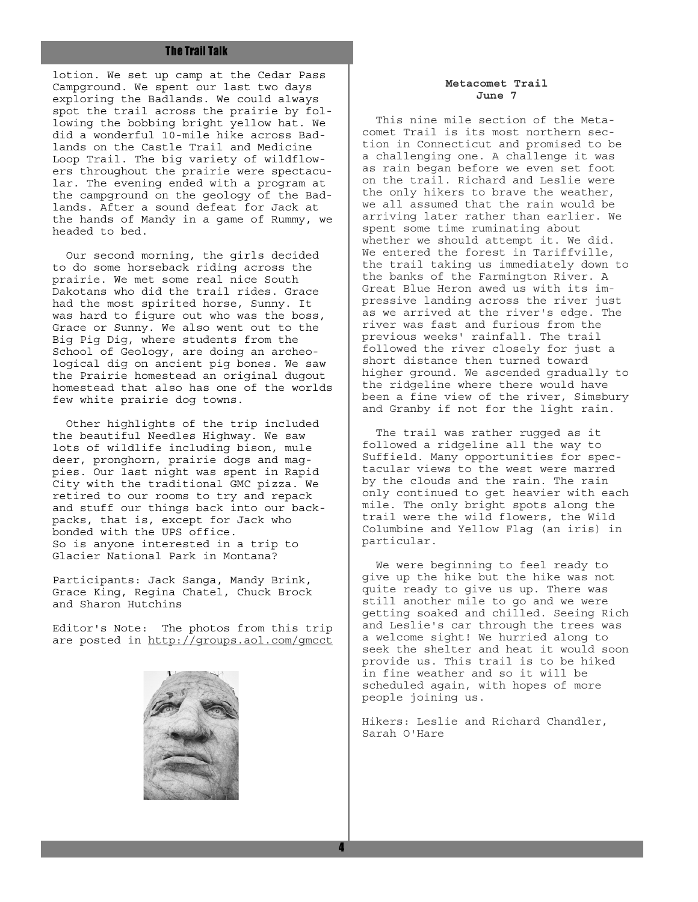lotion. We set up camp at the Cedar Pass Campground. We spent our last two days exploring the Badlands. We could always spot the trail across the prairie by following the bobbing bright yellow hat. We did a wonderful 10-mile hike across Badlands on the Castle Trail and Medicine Loop Trail. The big variety of wildflowers throughout the prairie were spectacular. The evening ended with a program at the campground on the geology of the Badlands. After a sound defeat for Jack at the hands of Mandy in a game of Rummy, we headed to bed.

Our second morning, the girls decided to do some horseback riding across the prairie. We met some real nice South Dakotans who did the trail rides. Grace had the most spirited horse, Sunny. It was hard to figure out who was the boss, Grace or Sunny. We also went out to the Big Pig Dig, where students from the School of Geology, are doing an archeological dig on ancient pig bones. We saw the Prairie homestead an original dugout homestead that also has one of the worlds few white prairie dog towns.

Other highlights of the trip included the beautiful Needles Highway. We saw lots of wildlife including bison, mule deer, pronghorn, prairie dogs and magpies. Our last night was spent in Rapid City with the traditional GMC pizza. We retired to our rooms to try and repack and stuff our things back into our backpacks, that is, except for Jack who bonded with the UPS office.
So is anyone interested in a trip to Glacier National Park in Montana?

Participants: Jack Sanga, Mandy Brink, Grace King, Regina Chatel, Chuck Brock and Sharon Hutchins

Editor's Note: The photos from this trip are posted in http://groups.aol.com/gmcct

**Metacomet Trail**
**June 7**

This nine mile section of the Metacomet Trail is its most northern section in Connecticut and promised to be a challenging one. A challenge it was as rain began before we even set foot on the trail. Richard and Leslie were the only hikers to brave the weather, we all assumed that the rain would be arriving later rather than earlier. We spent some time ruminating about whether we should attempt it. We did. We entered the forest in Tariffville, the trail taking us immediately down to the banks of the Farmington River. A Great Blue Heron awed us with its impressive landing across the river just as we arrived at the river's edge. The river was fast and furious from the previous weeks' rainfall. The trail followed the river closely for just a short distance then turned toward higher ground. We ascended gradually to the ridgeline where there would have been a fine view of the river, Simsbury and Granby if not for the light rain.

The trail was rather rugged as it followed a ridgeline all the way to Suffield. Many opportunities for spectacular views to the west were marred by the clouds and the rain. The rain only continued to get heavier with each mile. The only bright spots along the trail were the wild flowers, the Wild Columbine and Yellow Flag (an iris) in particular.

We were beginning to feel ready to give up the hike but the hike was not quite ready to give us up. There was still another mile to go and we were getting soaked and chilled. Seeing Rich and Leslie's car through the trees was a welcome sight! We hurried along to seek the shelter and heat it would soon provide us. This trail is to be hiked in fine weather and so it will be scheduled again, with hopes of more people joining us.

Hikers: Leslie and Richard Chandler, Sarah O'Hare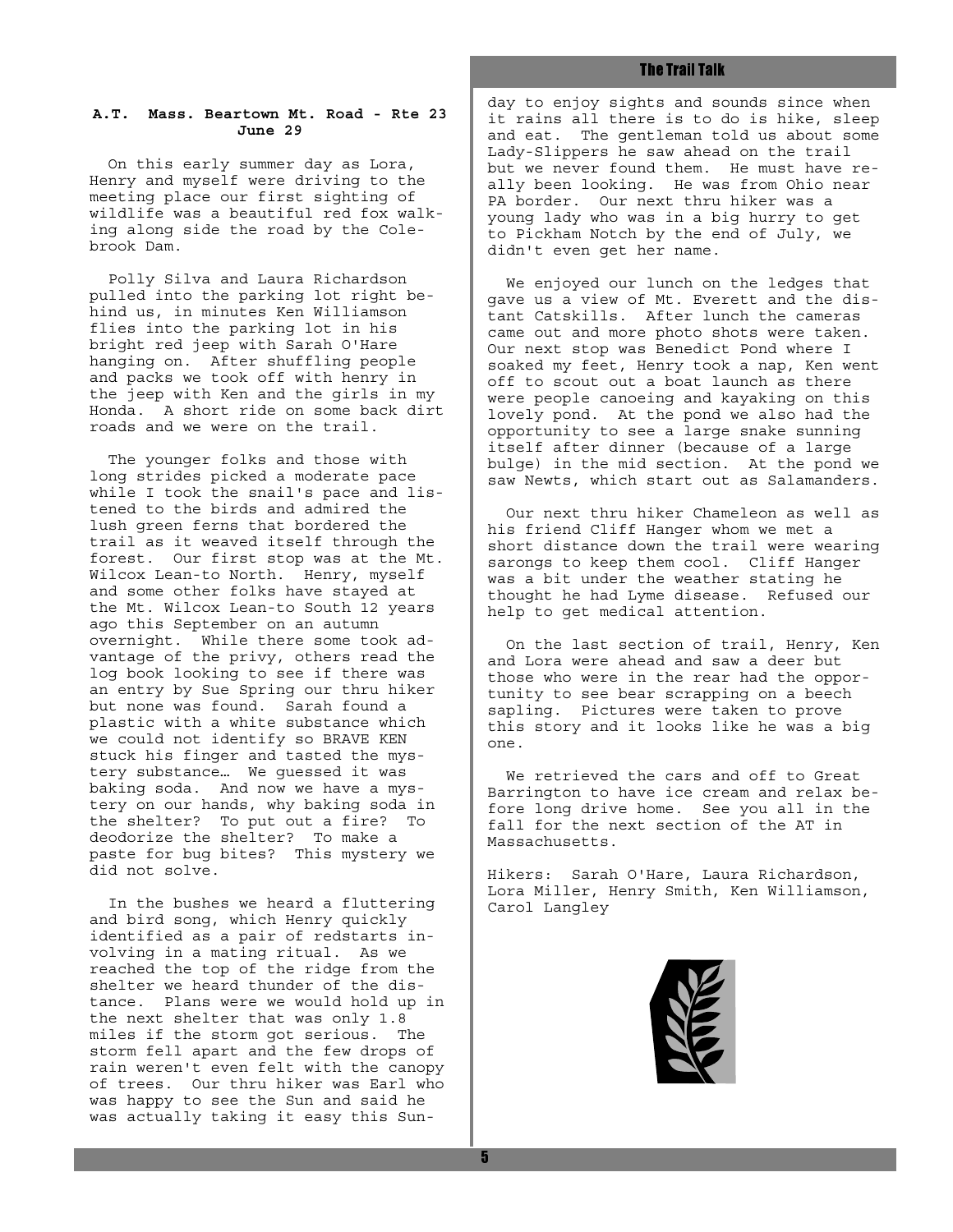**A.T. Mass. Beartown Mt. Road - Rte 23**
**June 29**

On this early summer day as Lora, Henry and myself were driving to the meeting place our first sighting of wildlife was a beautiful red fox walking along side the road by the Colebrook Dam.

Polly Silva and Laura Richardson pulled into the parking lot right behind us, in minutes Ken Williamson flies into the parking lot in his bright red jeep with Sarah O'Hare hanging on. After shuffling people and packs we took off with henry in the jeep with Ken and the girls in my Honda. A short ride on some back dirt roads and we were on the trail.

The younger folks and those with long strides picked a moderate pace while I took the snail's pace and listened to the birds and admired the lush green ferns that bordered the trail as it weaved itself through the forest. Our first stop was at the Mt. Wilcox Lean-to North. Henry, myself and some other folks have stayed at the Mt. Wilcox Lean-to South 12 years ago this September on an autumn overnight. While there some took advantage of the privy, others read the log book looking to see if there was an entry by Sue Spring our thru hiker but none was found. Sarah found a plastic with a white substance which we could not identify so BRAVE KEN stuck his finger and tasted the mystery substance… We guessed it was baking soda. And now we have a mystery on our hands, why baking soda in the shelter? To put out a fire? To deodorize the shelter? To make a paste for bug bites? This mystery we did not solve.

In the bushes we heard a fluttering and bird song, which Henry quickly identified as a pair of redstarts involving in a mating ritual. As we reached the top of the ridge from the shelter we heard thunder of the distance. Plans were we would hold up in the next shelter that was only 1.8 miles if the storm got serious. The storm fell apart and the few drops of rain weren't even felt with the canopy of trees. Our thru hiker was Earl who was happy to see the Sun and said he was actually taking it easy this Sunday to enjoy sights and sounds since when it rains all there is to do is hike, sleep and eat. The gentleman told us about some Lady-Slippers he saw ahead on the trail but we never found them. He must have really been looking. He was from Ohio near PA border. Our next thru hiker was a young lady who was in a big hurry to get to Pickham Notch by the end of July, we didn't even get her name.

We enjoyed our lunch on the ledges that gave us a view of Mt. Everett and the distant Catskills. After lunch the cameras came out and more photo shots were taken. Our next stop was Benedict Pond where I soaked my feet, Henry took a nap, Ken went off to scout out a boat launch as there were people canoeing and kayaking on this lovely pond. At the pond we also had the opportunity to see a large snake sunning itself after dinner (because of a large bulge) in the mid section. At the pond we saw Newts, which start out as Salamanders.

Our next thru hiker Chameleon as well as his friend Cliff Hanger whom we met a short distance down the trail were wearing sarongs to keep them cool. Cliff Hanger was a bit under the weather stating he thought he had Lyme disease. Refused our help to get medical attention.

On the last section of trail, Henry, Ken and Lora were ahead and saw a deer but those who were in the rear had the opportunity to see bear scrapping on a beech sapling. Pictures were taken to prove this story and it looks like he was a big one.

We retrieved the cars and off to Great Barrington to have ice cream and relax before long drive home. See you all in the fall for the next section of the AT in Massachusetts.

Hikers: Sarah O'Hare, Laura Richardson, Lora Miller, Henry Smith, Ken Williamson, Carol Langley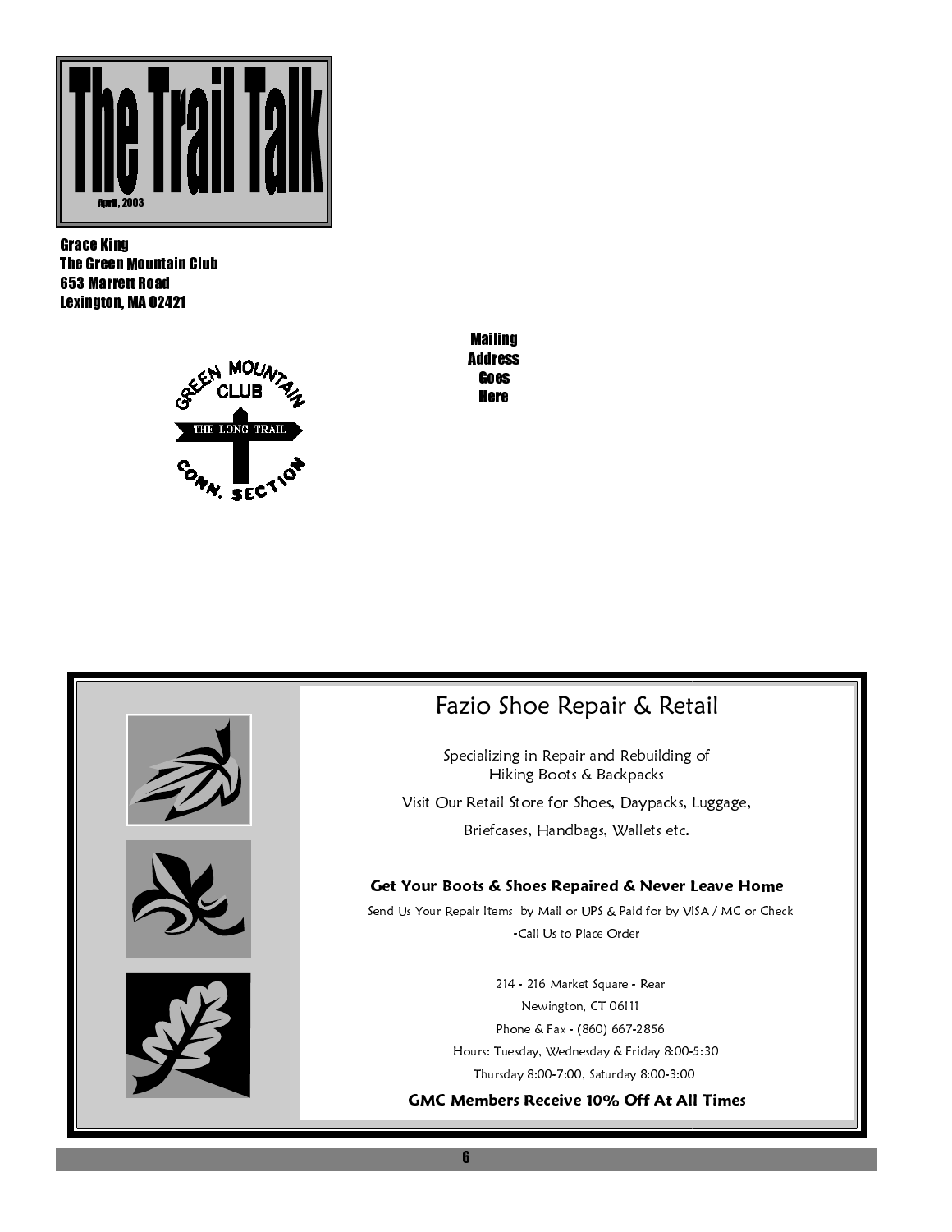# The Trail Talk

April, 2003

Grace King
The Green Mountain Club
653 Marrett Road
Lexington, MA 02421

GREEN MOUNTAIN CLUB
THE LONG TRAIL
CONN. SECTION

Mailing
Address
Goes
Here

## Fazio Shoe Repair & Retail

Specializing in Repair and Rebuilding of
Hiking Boots & Backpacks

Visit Our Retail Store for Shoes, Daypacks, Luggage,

Briefcases, Handbags, Wallets etc.

**Get Your Boots & Shoes Repaired & Never Leave Home**

Send Us Your Repair Items by Mail or UPS & Paid for by VISA / MC or Check

-Call Us to Place Order

214 - 216 Market Square - Rear

Newington, CT 06111

Phone & Fax - (860) 667-2856

Hours: Tuesday, Wednesday & Friday 8:00-5:30

Thursday 8:00-7:00, Saturday 8:00-3:00

**GMC Members Receive 10% Off At All Times**